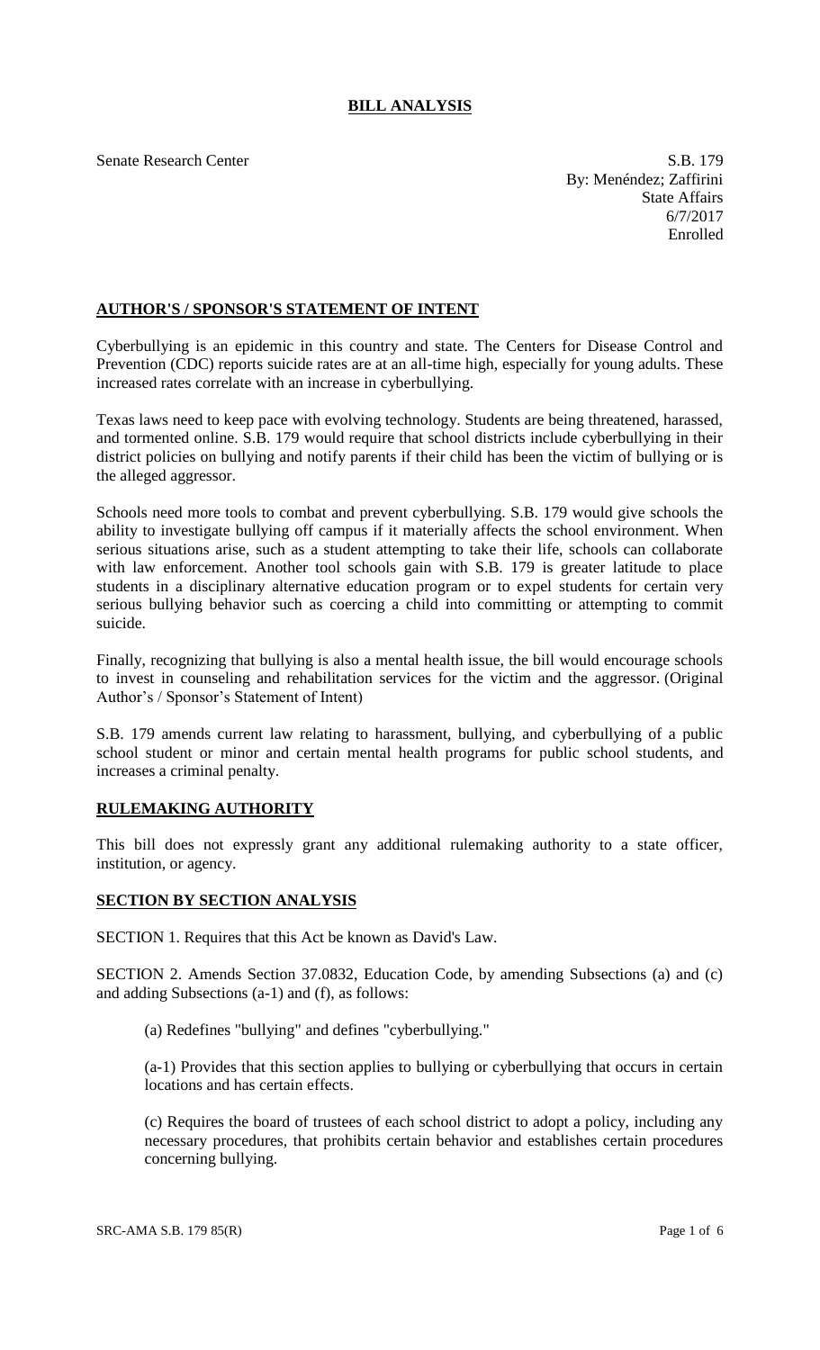# BILL ANALYSIS

Senate Research Center

S.B. 179
By: Menéndez; Zaffirini
State Affairs
6/7/2017
Enrolled

## AUTHOR'S / SPONSOR'S STATEMENT OF INTENT

Cyberbullying is an epidemic in this country and state. The Centers for Disease Control and Prevention (CDC) reports suicide rates are at an all-time high, especially for young adults. These increased rates correlate with an increase in cyberbullying.

Texas laws need to keep pace with evolving technology. Students are being threatened, harassed, and tormented online. S.B. 179 would require that school districts include cyberbullying in their district policies on bullying and notify parents if their child has been the victim of bullying or is the alleged aggressor.

Schools need more tools to combat and prevent cyberbullying. S.B. 179 would give schools the ability to investigate bullying off campus if it materially affects the school environment. When serious situations arise, such as a student attempting to take their life, schools can collaborate with law enforcement. Another tool schools gain with S.B. 179 is greater latitude to place students in a disciplinary alternative education program or to expel students for certain very serious bullying behavior such as coercing a child into committing or attempting to commit suicide.

Finally, recognizing that bullying is also a mental health issue, the bill would encourage schools to invest in counseling and rehabilitation services for the victim and the aggressor. (Original Author's / Sponsor's Statement of Intent)

S.B. 179 amends current law relating to harassment, bullying, and cyberbullying of a public school student or minor and certain mental health programs for public school students, and increases a criminal penalty.

## RULEMAKING AUTHORITY

This bill does not expressly grant any additional rulemaking authority to a state officer, institution, or agency.

## SECTION BY SECTION ANALYSIS

SECTION 1. Requires that this Act be known as David's Law.

SECTION 2. Amends Section 37.0832, Education Code, by amending Subsections (a) and (c) and adding Subsections (a-1) and (f), as follows:

(a) Redefines "bullying" and defines "cyberbullying."

(a-1) Provides that this section applies to bullying or cyberbullying that occurs in certain locations and has certain effects.

(c) Requires the board of trustees of each school district to adopt a policy, including any necessary procedures, that prohibits certain behavior and establishes certain procedures concerning bullying.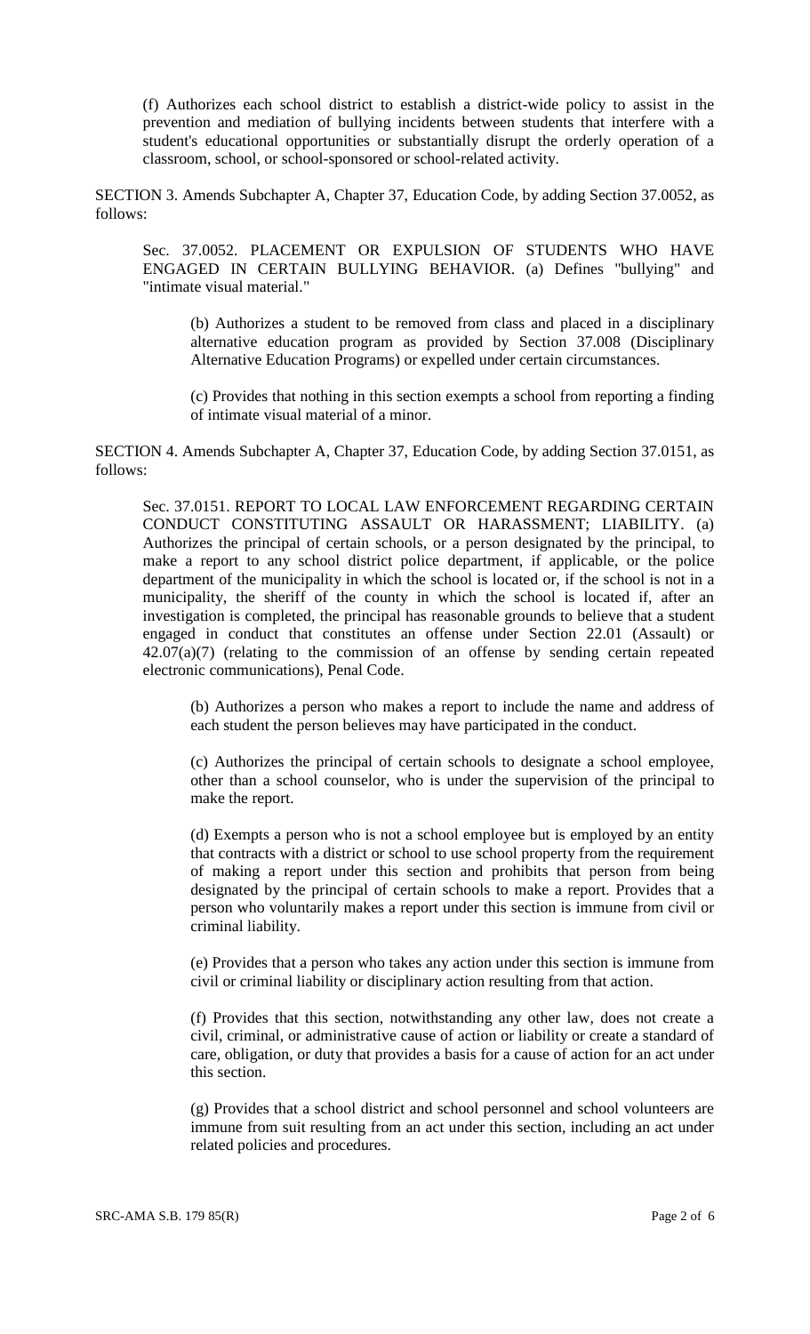(f) Authorizes each school district to establish a district-wide policy to assist in the prevention and mediation of bullying incidents between students that interfere with a student's educational opportunities or substantially disrupt the orderly operation of a classroom, school, or school-sponsored or school-related activity.

SECTION 3. Amends Subchapter A, Chapter 37, Education Code, by adding Section 37.0052, as follows:

Sec. 37.0052. PLACEMENT OR EXPULSION OF STUDENTS WHO HAVE ENGAGED IN CERTAIN BULLYING BEHAVIOR. (a) Defines "bullying" and "intimate visual material."

(b) Authorizes a student to be removed from class and placed in a disciplinary alternative education program as provided by Section 37.008 (Disciplinary Alternative Education Programs) or expelled under certain circumstances.

(c) Provides that nothing in this section exempts a school from reporting a finding of intimate visual material of a minor.

SECTION 4. Amends Subchapter A, Chapter 37, Education Code, by adding Section 37.0151, as follows:

Sec. 37.0151. REPORT TO LOCAL LAW ENFORCEMENT REGARDING CERTAIN CONDUCT CONSTITUTING ASSAULT OR HARASSMENT; LIABILITY. (a) Authorizes the principal of certain schools, or a person designated by the principal, to make a report to any school district police department, if applicable, or the police department of the municipality in which the school is located or, if the school is not in a municipality, the sheriff of the county in which the school is located if, after an investigation is completed, the principal has reasonable grounds to believe that a student engaged in conduct that constitutes an offense under Section 22.01 (Assault) or 42.07(a)(7) (relating to the commission of an offense by sending certain repeated electronic communications), Penal Code.

(b) Authorizes a person who makes a report to include the name and address of each student the person believes may have participated in the conduct.

(c) Authorizes the principal of certain schools to designate a school employee, other than a school counselor, who is under the supervision of the principal to make the report.

(d) Exempts a person who is not a school employee but is employed by an entity that contracts with a district or school to use school property from the requirement of making a report under this section and prohibits that person from being designated by the principal of certain schools to make a report. Provides that a person who voluntarily makes a report under this section is immune from civil or criminal liability.

(e) Provides that a person who takes any action under this section is immune from civil or criminal liability or disciplinary action resulting from that action.

(f) Provides that this section, notwithstanding any other law, does not create a civil, criminal, or administrative cause of action or liability or create a standard of care, obligation, or duty that provides a basis for a cause of action for an act under this section.

(g) Provides that a school district and school personnel and school volunteers are immune from suit resulting from an act under this section, including an act under related policies and procedures.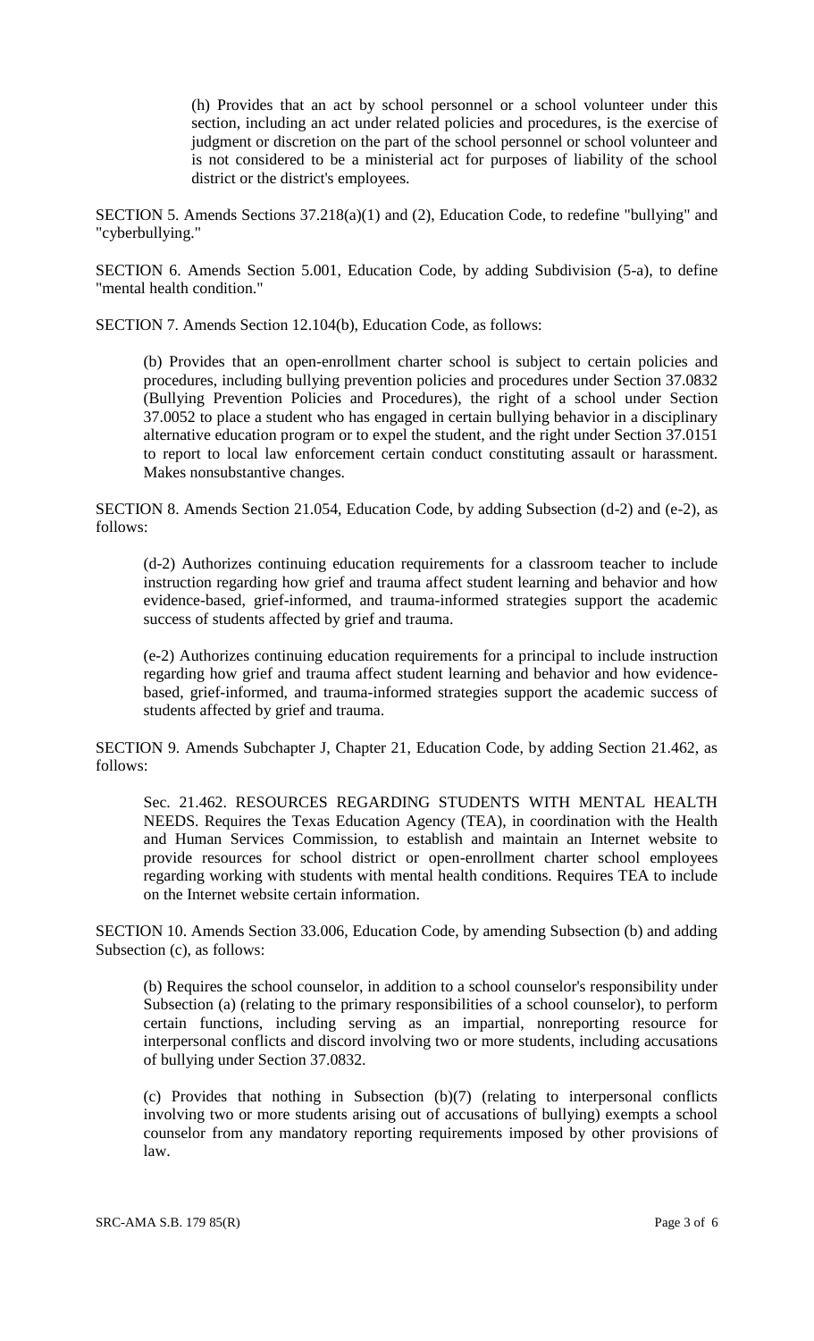(h) Provides that an act by school personnel or a school volunteer under this section, including an act under related policies and procedures, is the exercise of judgment or discretion on the part of the school personnel or school volunteer and is not considered to be a ministerial act for purposes of liability of the school district or the district's employees.

SECTION 5. Amends Sections 37.218(a)(1) and (2), Education Code, to redefine "bullying" and "cyberbullying."

SECTION 6. Amends Section 5.001, Education Code, by adding Subdivision (5-a), to define "mental health condition."

SECTION 7. Amends Section 12.104(b), Education Code, as follows:

(b) Provides that an open-enrollment charter school is subject to certain policies and procedures, including bullying prevention policies and procedures under Section 37.0832 (Bullying Prevention Policies and Procedures), the right of a school under Section 37.0052 to place a student who has engaged in certain bullying behavior in a disciplinary alternative education program or to expel the student, and the right under Section 37.0151 to report to local law enforcement certain conduct constituting assault or harassment. Makes nonsubstantive changes.

SECTION 8. Amends Section 21.054, Education Code, by adding Subsection (d-2) and (e-2), as follows:

(d-2) Authorizes continuing education requirements for a classroom teacher to include instruction regarding how grief and trauma affect student learning and behavior and how evidence-based, grief-informed, and trauma-informed strategies support the academic success of students affected by grief and trauma.

(e-2) Authorizes continuing education requirements for a principal to include instruction regarding how grief and trauma affect student learning and behavior and how evidence-based, grief-informed, and trauma-informed strategies support the academic success of students affected by grief and trauma.

SECTION 9. Amends Subchapter J, Chapter 21, Education Code, by adding Section 21.462, as follows:

Sec. 21.462. RESOURCES REGARDING STUDENTS WITH MENTAL HEALTH NEEDS. Requires the Texas Education Agency (TEA), in coordination with the Health and Human Services Commission, to establish and maintain an Internet website to provide resources for school district or open-enrollment charter school employees regarding working with students with mental health conditions. Requires TEA to include on the Internet website certain information.

SECTION 10. Amends Section 33.006, Education Code, by amending Subsection (b) and adding Subsection (c), as follows:

(b) Requires the school counselor, in addition to a school counselor's responsibility under Subsection (a) (relating to the primary responsibilities of a school counselor), to perform certain functions, including serving as an impartial, nonreporting resource for interpersonal conflicts and discord involving two or more students, including accusations of bullying under Section 37.0832.

(c) Provides that nothing in Subsection (b)(7) (relating to interpersonal conflicts involving two or more students arising out of accusations of bullying) exempts a school counselor from any mandatory reporting requirements imposed by other provisions of law.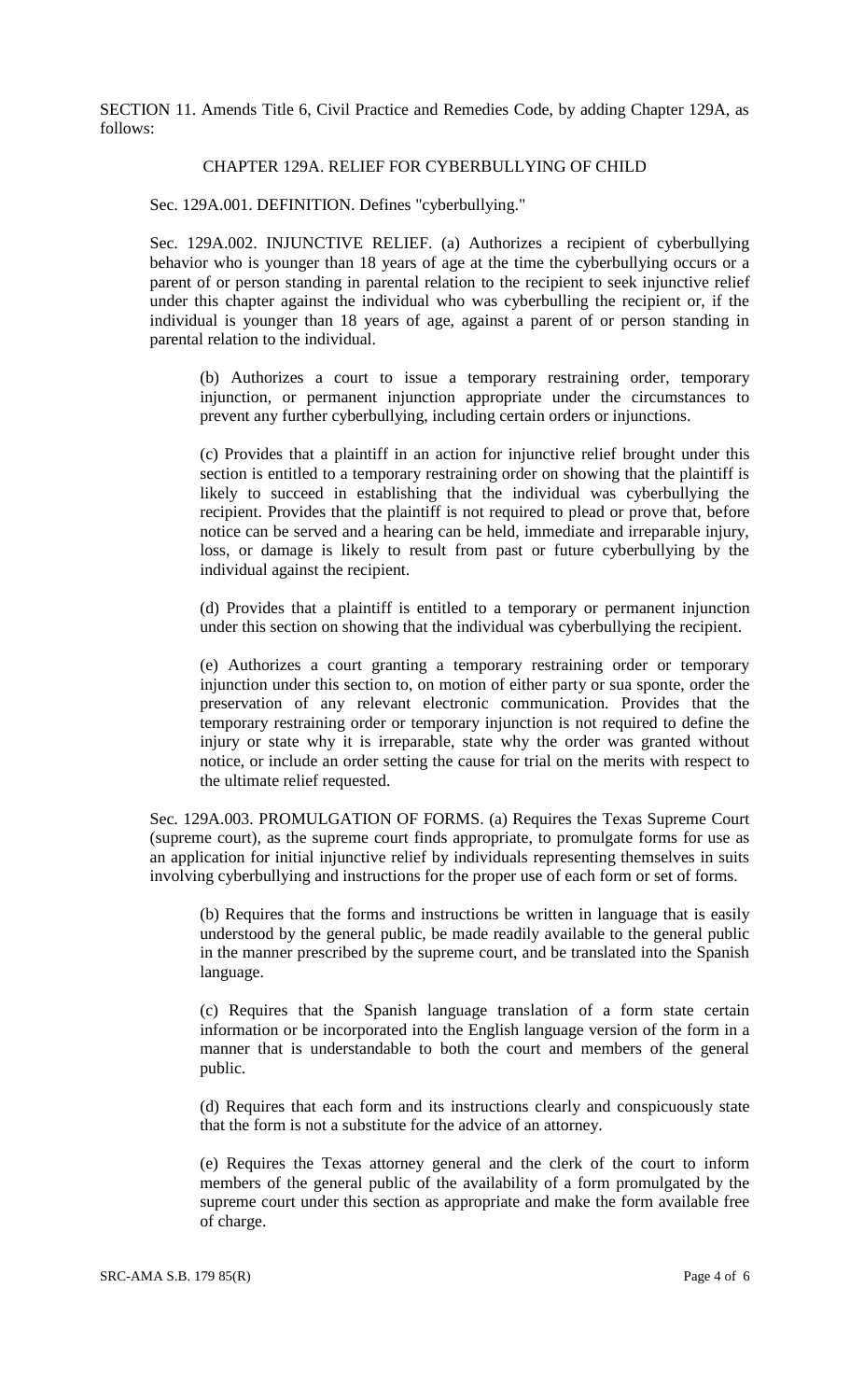SECTION 11. Amends Title 6, Civil Practice and Remedies Code, by adding Chapter 129A, as follows:

CHAPTER 129A. RELIEF FOR CYBERBULLYING OF CHILD

Sec. 129A.001. DEFINITION. Defines "cyberbullying."

Sec. 129A.002. INJUNCTIVE RELIEF. (a) Authorizes a recipient of cyberbullying behavior who is younger than 18 years of age at the time the cyberbullying occurs or a parent of or person standing in parental relation to the recipient to seek injunctive relief under this chapter against the individual who was cyberbulling the recipient or, if the individual is younger than 18 years of age, against a parent of or person standing in parental relation to the individual.

(b) Authorizes a court to issue a temporary restraining order, temporary injunction, or permanent injunction appropriate under the circumstances to prevent any further cyberbullying, including certain orders or injunctions.

(c) Provides that a plaintiff in an action for injunctive relief brought under this section is entitled to a temporary restraining order on showing that the plaintiff is likely to succeed in establishing that the individual was cyberbullying the recipient. Provides that the plaintiff is not required to plead or prove that, before notice can be served and a hearing can be held, immediate and irreparable injury, loss, or damage is likely to result from past or future cyberbullying by the individual against the recipient.

(d) Provides that a plaintiff is entitled to a temporary or permanent injunction under this section on showing that the individual was cyberbullying the recipient.

(e) Authorizes a court granting a temporary restraining order or temporary injunction under this section to, on motion of either party or sua sponte, order the preservation of any relevant electronic communication. Provides that the temporary restraining order or temporary injunction is not required to define the injury or state why it is irreparable, state why the order was granted without notice, or include an order setting the cause for trial on the merits with respect to the ultimate relief requested.

Sec. 129A.003. PROMULGATION OF FORMS. (a) Requires the Texas Supreme Court (supreme court), as the supreme court finds appropriate, to promulgate forms for use as an application for initial injunctive relief by individuals representing themselves in suits involving cyberbullying and instructions for the proper use of each form or set of forms.

(b) Requires that the forms and instructions be written in language that is easily understood by the general public, be made readily available to the general public in the manner prescribed by the supreme court, and be translated into the Spanish language.

(c) Requires that the Spanish language translation of a form state certain information or be incorporated into the English language version of the form in a manner that is understandable to both the court and members of the general public.

(d) Requires that each form and its instructions clearly and conspicuously state that the form is not a substitute for the advice of an attorney.

(e) Requires the Texas attorney general and the clerk of the court to inform members of the general public of the availability of a form promulgated by the supreme court under this section as appropriate and make the form available free of charge.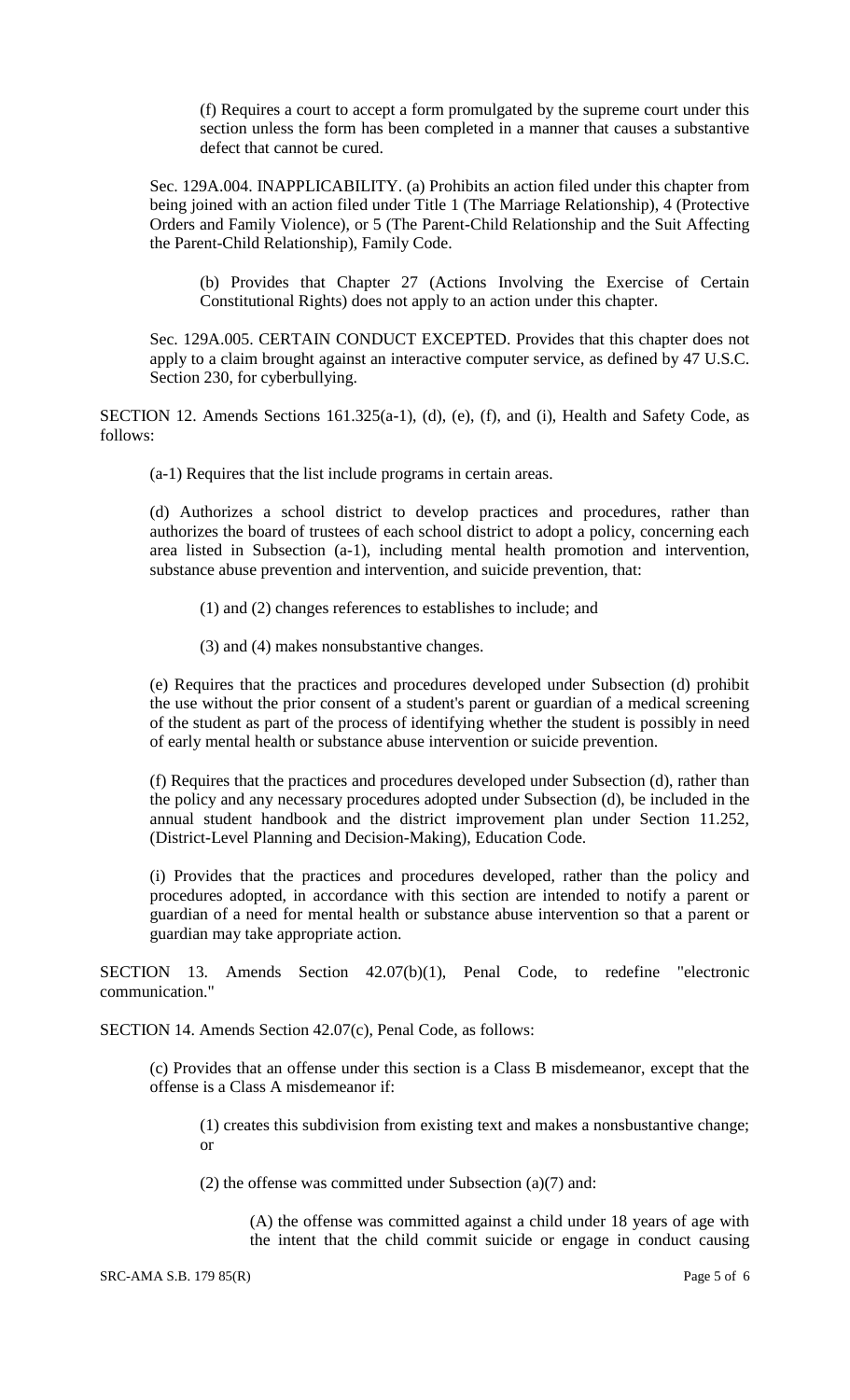(f) Requires a court to accept a form promulgated by the supreme court under this section unless the form has been completed in a manner that causes a substantive defect that cannot be cured.

Sec. 129A.004. INAPPLICABILITY. (a) Prohibits an action filed under this chapter from being joined with an action filed under Title 1 (The Marriage Relationship), 4 (Protective Orders and Family Violence), or 5 (The Parent-Child Relationship and the Suit Affecting the Parent-Child Relationship), Family Code.

(b) Provides that Chapter 27 (Actions Involving the Exercise of Certain Constitutional Rights) does not apply to an action under this chapter.

Sec. 129A.005. CERTAIN CONDUCT EXCEPTED. Provides that this chapter does not apply to a claim brought against an interactive computer service, as defined by 47 U.S.C. Section 230, for cyberbullying.

SECTION 12. Amends Sections 161.325(a-1), (d), (e), (f), and (i), Health and Safety Code, as follows:

(a-1) Requires that the list include programs in certain areas.

(d) Authorizes a school district to develop practices and procedures, rather than authorizes the board of trustees of each school district to adopt a policy, concerning each area listed in Subsection (a-1), including mental health promotion and intervention, substance abuse prevention and intervention, and suicide prevention, that:

(1) and (2) changes references to establishes to include; and

(3) and (4) makes nonsubstantive changes.

(e) Requires that the practices and procedures developed under Subsection (d) prohibit the use without the prior consent of a student's parent or guardian of a medical screening of the student as part of the process of identifying whether the student is possibly in need of early mental health or substance abuse intervention or suicide prevention.

(f) Requires that the practices and procedures developed under Subsection (d), rather than the policy and any necessary procedures adopted under Subsection (d), be included in the annual student handbook and the district improvement plan under Section 11.252, (District-Level Planning and Decision-Making), Education Code.

(i) Provides that the practices and procedures developed, rather than the policy and procedures adopted, in accordance with this section are intended to notify a parent or guardian of a need for mental health or substance abuse intervention so that a parent or guardian may take appropriate action.

SECTION 13. Amends Section 42.07(b)(1), Penal Code, to redefine "electronic communication."

SECTION 14. Amends Section 42.07(c), Penal Code, as follows:

(c) Provides that an offense under this section is a Class B misdemeanor, except that the offense is a Class A misdemeanor if:

(1) creates this subdivision from existing text and makes a nonsbustantive change; or

(2) the offense was committed under Subsection (a)(7) and:

(A) the offense was committed against a child under 18 years of age with the intent that the child commit suicide or engage in conduct causing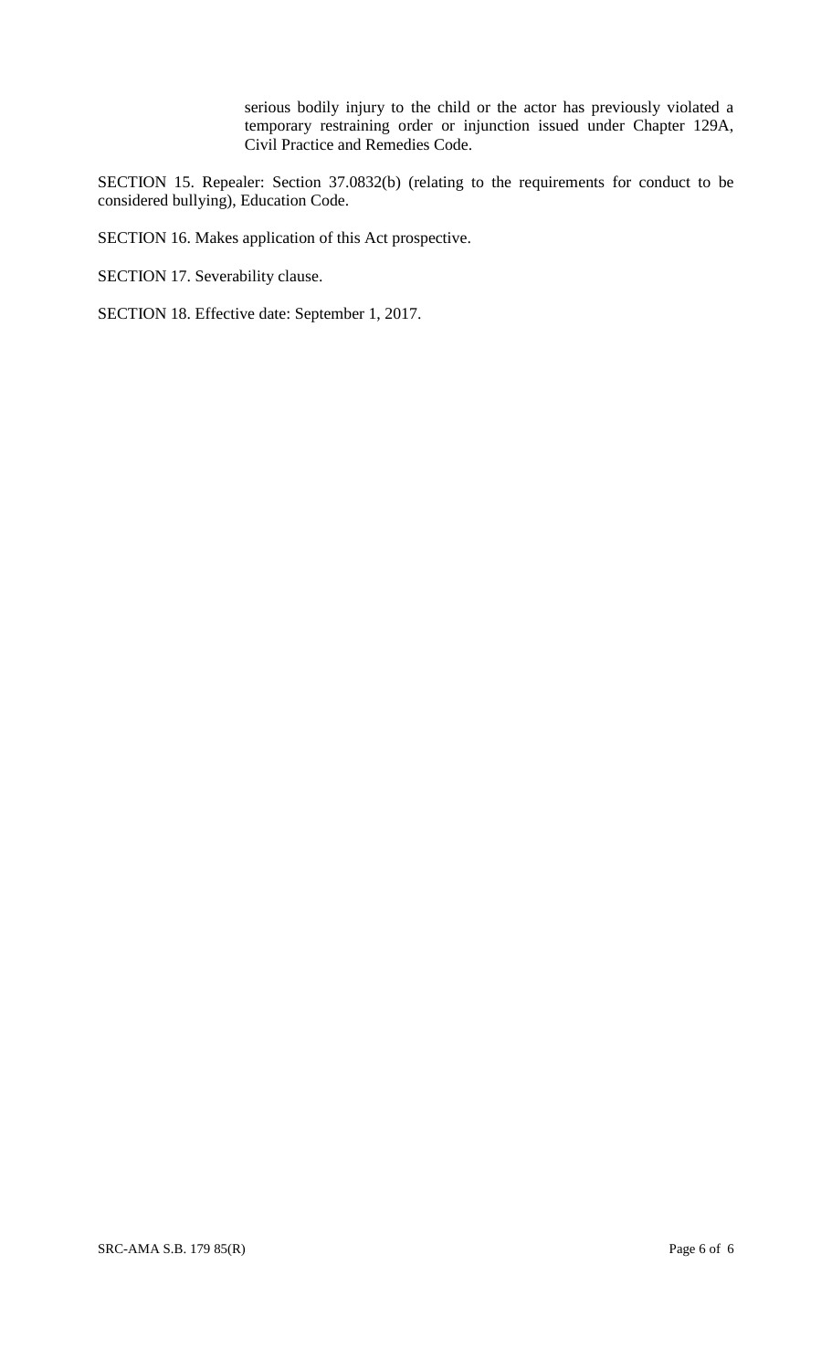serious bodily injury to the child or the actor has previously violated a temporary restraining order or injunction issued under Chapter 129A, Civil Practice and Remedies Code.

SECTION 15. Repealer: Section 37.0832(b) (relating to the requirements for conduct to be considered bullying), Education Code.

SECTION 16. Makes application of this Act prospective.

SECTION 17. Severability clause.

SECTION 18. Effective date: September 1, 2017.